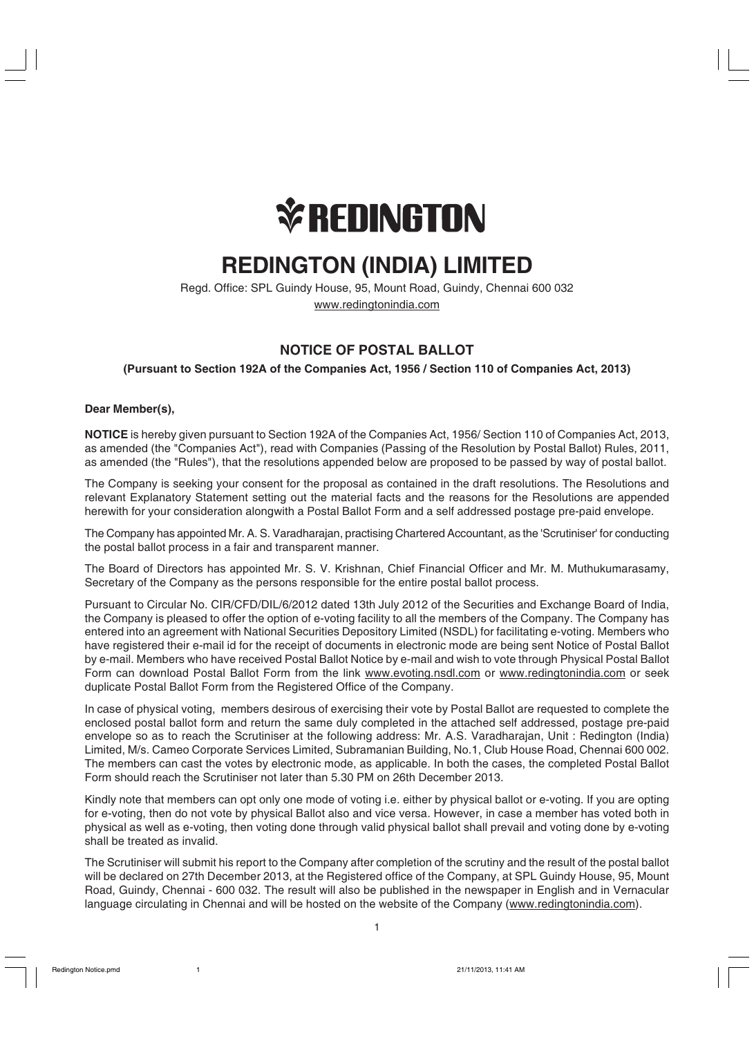# REDINGTON (INDIA) LIMITED

Regd. Office: SPL Guindy House, 95, Mount Road, Guindy, Chennai 600 032

www.redingtonindia.com

## NOTICE OF POSTAL BALLOT

**(Pursuant to Section 192A of the Companies Act, 1956 / Section 110 of Companies Act, 2013)**

**Dear Member(s),**

**NOTICE** is hereby given pursuant to Section 192A of the Companies Act, 1956/ Section 110 of Companies Act, 2013, as amended (the "Companies Act"), read with Companies (Passing of the Resolution by Postal Ballot) Rules, 2011, as amended (the "Rules"), that the resolutions appended below are proposed to be passed by way of postal ballot.

The Company is seeking your consent for the proposal as contained in the draft resolutions. The Resolutions and relevant Explanatory Statement setting out the material facts and the reasons for the Resolutions are appended herewith for your consideration alongwith a Postal Ballot Form and a self addressed postage pre-paid envelope.

The Company has appointed Mr. A. S. Varadharajan, practising Chartered Accountant, as the 'Scrutiniser' for conducting the postal ballot process in a fair and transparent manner.

The Board of Directors has appointed Mr. S. V. Krishnan, Chief Financial Officer and Mr. M. Muthukumarasamy, Secretary of the Company as the persons responsible for the entire postal ballot process.

Pursuant to Circular No. CIR/CFD/DIL/6/2012 dated 13th July 2012 of the Securities and Exchange Board of India, the Company is pleased to offer the option of e-voting facility to all the members of the Company. The Company has entered into an agreement with National Securities Depository Limited (NSDL) for facilitating e-voting. Members who have registered their e-mail id for the receipt of documents in electronic mode are being sent Notice of Postal Ballot by e-mail. Members who have received Postal Ballot Notice by e-mail and wish to vote through Physical Postal Ballot Form can download Postal Ballot Form from the link www.evoting.nsdl.com or www.redingtonindia.com or seek duplicate Postal Ballot Form from the Registered Office of the Company.

In case of physical voting, members desirous of exercising their vote by Postal Ballot are requested to complete the enclosed postal ballot form and return the same duly completed in the attached self addressed, postage pre-paid envelope so as to reach the Scrutiniser at the following address: Mr. A.S. Varadharajan, Unit : Redington (India) Limited, M/s. Cameo Corporate Services Limited, Subramanian Building, No.1, Club House Road, Chennai 600 002. The members can cast the votes by electronic mode, as applicable. In both the cases, the completed Postal Ballot Form should reach the Scrutiniser not later than 5.30 PM on 26th December 2013.

Kindly note that members can opt only one mode of voting i.e. either by physical ballot or e-voting. If you are opting for e-voting, then do not vote by physical Ballot also and vice versa. However, in case a member has voted both in physical as well as e-voting, then voting done through valid physical ballot shall prevail and voting done by e-voting shall be treated as invalid.

The Scrutiniser will submit his report to the Company after completion of the scrutiny and the result of the postal ballot will be declared on 27th December 2013, at the Registered office of the Company, at SPL Guindy House, 95, Mount Road, Guindy, Chennai - 600 032. The result will also be published in the newspaper in English and in Vernacular language circulating in Chennai and will be hosted on the website of the Company (www.redingtonindia.com).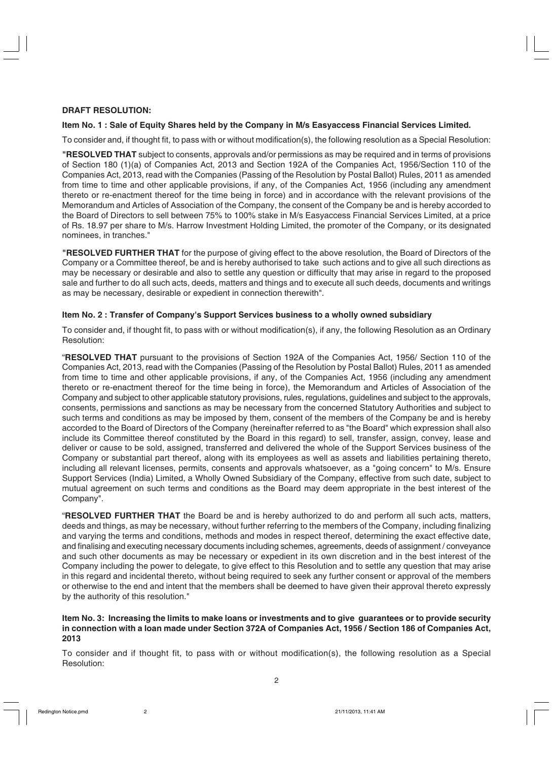**DRAFT RESOLUTION:**

**Item No. 1 : Sale of Equity Shares held by the Company in M/s Easyaccess Financial Services Limited.**

To consider and, if thought fit, to pass with or without modification(s), the following resolution as a Special Resolution:

**"RESOLVED THAT** subject to consents, approvals and/or permissions as may be required and in terms of provisions of Section 180 (1)(a) of Companies Act, 2013 and Section 192A of the Companies Act, 1956/Section 110 of the Companies Act, 2013, read with the Companies (Passing of the Resolution by Postal Ballot) Rules, 2011 as amended from time to time and other applicable provisions, if any, of the Companies Act, 1956 (including any amendment thereto or re-enactment thereof for the time being in force) and in accordance with the relevant provisions of the Memorandum and Articles of Association of the Company, the consent of the Company be and is hereby accorded to the Board of Directors to sell between 75% to 100% stake in M/s Easyaccess Financial Services Limited, at a price of Rs. 18.97 per share to M/s. Harrow Investment Holding Limited, the promoter of the Company, or its designated nominees, in tranches."

**"RESOLVED FURTHER THAT** for the purpose of giving effect to the above resolution, the Board of Directors of the Company or a Committee thereof, be and is hereby authorised to take such actions and to give all such directions as may be necessary or desirable and also to settle any question or difficulty that may arise in regard to the proposed sale and further to do all such acts, deeds, matters and things and to execute all such deeds, documents and writings as may be necessary, desirable or expedient in connection therewith".

**Item No. 2 : Transfer of Company's Support Services business to a wholly owned subsidiary**

To consider and, if thought fit, to pass with or without modification(s), if any, the following Resolution as an Ordinary Resolution:

"**RESOLVED THAT** pursuant to the provisions of Section 192A of the Companies Act, 1956/ Section 110 of the Companies Act, 2013, read with the Companies (Passing of the Resolution by Postal Ballot) Rules, 2011 as amended from time to time and other applicable provisions, if any, of the Companies Act, 1956 (including any amendment thereto or re-enactment thereof for the time being in force), the Memorandum and Articles of Association of the Company and subject to other applicable statutory provisions, rules, regulations, guidelines and subject to the approvals, consents, permissions and sanctions as may be necessary from the concerned Statutory Authorities and subject to such terms and conditions as may be imposed by them, consent of the members of the Company be and is hereby accorded to the Board of Directors of the Company (hereinafter referred to as "the Board" which expression shall also include its Committee thereof constituted by the Board in this regard) to sell, transfer, assign, convey, lease and deliver or cause to be sold, assigned, transferred and delivered the whole of the Support Services business of the Company or substantial part thereof, along with its employees as well as assets and liabilities pertaining thereto, including all relevant licenses, permits, consents and approvals whatsoever, as a "going concern" to M/s. Ensure Support Services (India) Limited, a Wholly Owned Subsidiary of the Company, effective from such date, subject to mutual agreement on such terms and conditions as the Board may deem appropriate in the best interest of the Company".

"**RESOLVED FURTHER THAT** the Board be and is hereby authorized to do and perform all such acts, matters, deeds and things, as may be necessary, without further referring to the members of the Company, including finalizing and varying the terms and conditions, methods and modes in respect thereof, determining the exact effective date, and finalising and executing necessary documents including schemes, agreements, deeds of assignment / conveyance and such other documents as may be necessary or expedient in its own discretion and in the best interest of the Company including the power to delegate, to give effect to this Resolution and to settle any question that may arise in this regard and incidental thereto, without being required to seek any further consent or approval of the members or otherwise to the end and intent that the members shall be deemed to have given their approval thereto expressly by the authority of this resolution."

**Item No. 3: Increasing the limits to make loans or investments and to give guarantees or to provide security in connection with a loan made under Section 372A of Companies Act, 1956 / Section 186 of Companies Act, 2013**

To consider and if thought fit, to pass with or without modification(s), the following resolution as a Special Resolution: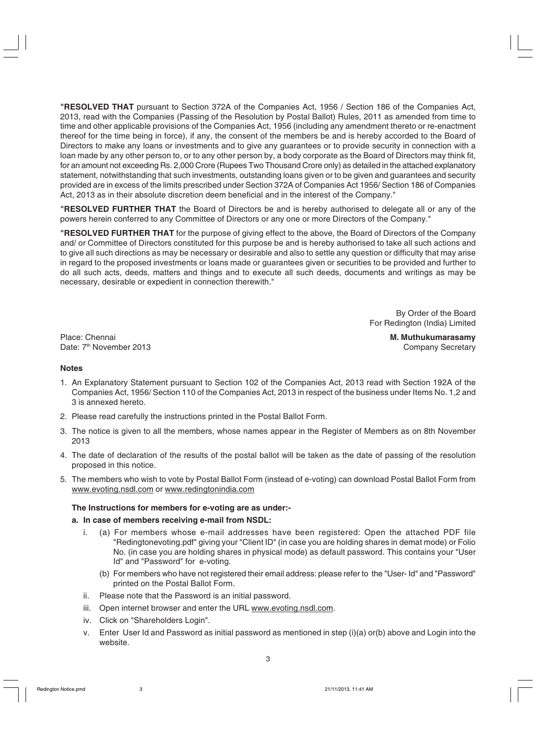**"RESOLVED THAT** pursuant to Section 372A of the Companies Act, 1956 / Section 186 of the Companies Act, 2013, read with the Companies (Passing of the Resolution by Postal Ballot) Rules, 2011 as amended from time to time and other applicable provisions of the Companies Act, 1956 (including any amendment thereto or re-enactment thereof for the time being in force), if any, the consent of the members be and is hereby accorded to the Board of Directors to make any loans or investments and to give any guarantees or to provide security in connection with a loan made by any other person to, or to any other person by, a body corporate as the Board of Directors may think fit, for an amount not exceeding Rs. 2,000 Crore (Rupees Two Thousand Crore only) as detailed in the attached explanatory statement, notwithstanding that such investments, outstanding loans given or to be given and guarantees and security provided are in excess of the limits prescribed under Section 372A of Companies Act 1956/ Section 186 of Companies Act, 2013 as in their absolute discretion deem beneficial and in the interest of the Company."

**"RESOLVED FURTHER THAT** the Board of Directors be and is hereby authorised to delegate all or any of the powers herein conferred to any Committee of Directors or any one or more Directors of the Company."

**"RESOLVED FURTHER THAT** for the purpose of giving effect to the above, the Board of Directors of the Company and/ or Committee of Directors constituted for this purpose be and is hereby authorised to take all such actions and to give all such directions as may be necessary or desirable and also to settle any question or difficulty that may arise in regard to the proposed investments or loans made or guarantees given or securities to be provided and further to do all such acts, deeds, matters and things and to execute all such deeds, documents and writings as may be necessary, desirable or expedient in connection therewith."

By Order of the Board
For Redington (India) Limited

Place: Chennai
Date: 7th November 2013

**M. Muthukumarasamy**
Company Secretary

**Notes**

1. An Explanatory Statement pursuant to Section 102 of the Companies Act, 2013 read with Section 192A of the Companies Act, 1956/ Section 110 of the Companies Act, 2013 in respect of the business under Items No. 1,2 and 3 is annexed hereto.
2. Please read carefully the instructions printed in the Postal Ballot Form.
3. The notice is given to all the members, whose names appear in the Register of Members as on 8th November 2013
4. The date of declaration of the results of the postal ballot will be taken as the date of passing of the resolution proposed in this notice.
5. The members who wish to vote by Postal Ballot Form (instead of e-voting) can download Postal Ballot Form from www.evoting.nsdl.com or www.redingtonindia.com

**The Instructions for members for e-voting are as under:-**

**a. In case of members receiving e-mail from NSDL:**

i. (a) For members whose e-mail addresses have been registered: Open the attached PDF file "Redingtonevoting.pdf" giving your "Client ID" (in case you are holding shares in demat mode) or Folio No. (in case you are holding shares in physical mode) as default password. This contains your "User Id" and "Password" for e-voting.

(b) For members who have not registered their email address: please refer to the "User- Id" and "Password" printed on the Postal Ballot Form.

ii. Please note that the Password is an initial password.

iii. Open internet browser and enter the URL www.evoting.nsdl.com.

iv. Click on "Shareholders Login".

v. Enter User Id and Password as initial password as mentioned in step (i)(a) or(b) above and Login into the website.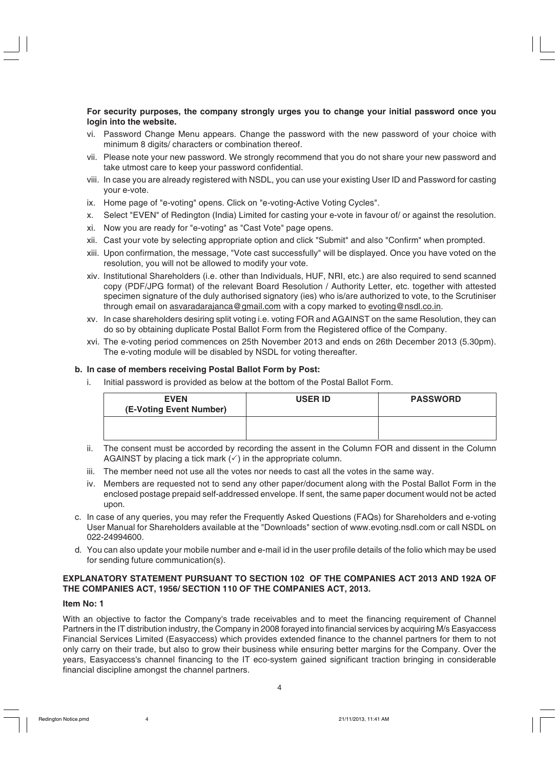**For security purposes, the company strongly urges you to change your initial password once you login into the website.**

vi. Password Change Menu appears. Change the password with the new password of your choice with minimum 8 digits/ characters or combination thereof.

vii. Please note your new password. We strongly recommend that you do not share your new password and take utmost care to keep your password confidential.

viii. In case you are already registered with NSDL, you can use your existing User ID and Password for casting your e-vote.

ix. Home page of "e-voting" opens. Click on "e-voting-Active Voting Cycles".

x. Select "EVEN" of Redington (India) Limited for casting your e-vote in favour of/ or against the resolution.

xi. Now you are ready for "e-voting" as "Cast Vote" page opens.

xii. Cast your vote by selecting appropriate option and click "Submit" and also "Confirm" when prompted.

xiii. Upon confirmation, the message, "Vote cast successfully" will be displayed. Once you have voted on the resolution, you will not be allowed to modify your vote.

xiv. Institutional Shareholders (i.e. other than Individuals, HUF, NRI, etc.) are also required to send scanned copy (PDF/JPG format) of the relevant Board Resolution / Authority Letter, etc. together with attested specimen signature of the duly authorised signatory (ies) who is/are authorized to vote, to the Scrutiniser through email on asvaradarajanca@gmail.com with a copy marked to evoting@nsdl.co.in.

xv. In case shareholders desiring split voting i.e. voting FOR and AGAINST on the same Resolution, they can do so by obtaining duplicate Postal Ballot Form from the Registered office of the Company.

xvi. The e-voting period commences on 25th November 2013 and ends on 26th December 2013 (5.30pm). The e-voting module will be disabled by NSDL for voting thereafter.

**b. In case of members receiving Postal Ballot Form by Post:**

i. Initial password is provided as below at the bottom of the Postal Ballot Form.

| EVEN (E-Voting Event Number) | USER ID | PASSWORD |
|---|---|---|
| | | |

ii. The consent must be accorded by recording the assent in the Column FOR and dissent in the Column AGAINST by placing a tick mark (✓) in the appropriate column.

iii. The member need not use all the votes nor needs to cast all the votes in the same way.

iv. Members are requested not to send any other paper/document along with the Postal Ballot Form in the enclosed postage prepaid self-addressed envelope. If sent, the same paper document would not be acted upon.

c. In case of any queries, you may refer the Frequently Asked Questions (FAQs) for Shareholders and e-voting User Manual for Shareholders available at the "Downloads" section of www.evoting.nsdl.com or call NSDL on 022-24994600.

d. You can also update your mobile number and e-mail id in the user profile details of the folio which may be used for sending future communication(s).

**EXPLANATORY STATEMENT PURSUANT TO SECTION 102 OF THE COMPANIES ACT 2013 AND 192A OF THE COMPANIES ACT, 1956/ SECTION 110 OF THE COMPANIES ACT, 2013.**

**Item No: 1**

With an objective to factor the Company's trade receivables and to meet the financing requirement of Channel Partners in the IT distribution industry, the Company in 2008 forayed into financial services by acquiring M/s Easyaccess Financial Services Limited (Easyaccess) which provides extended finance to the channel partners for them to not only carry on their trade, but also to grow their business while ensuring better margins for the Company. Over the years, Easyaccess's channel financing to the IT eco-system gained significant traction bringing in considerable financial discipline amongst the channel partners.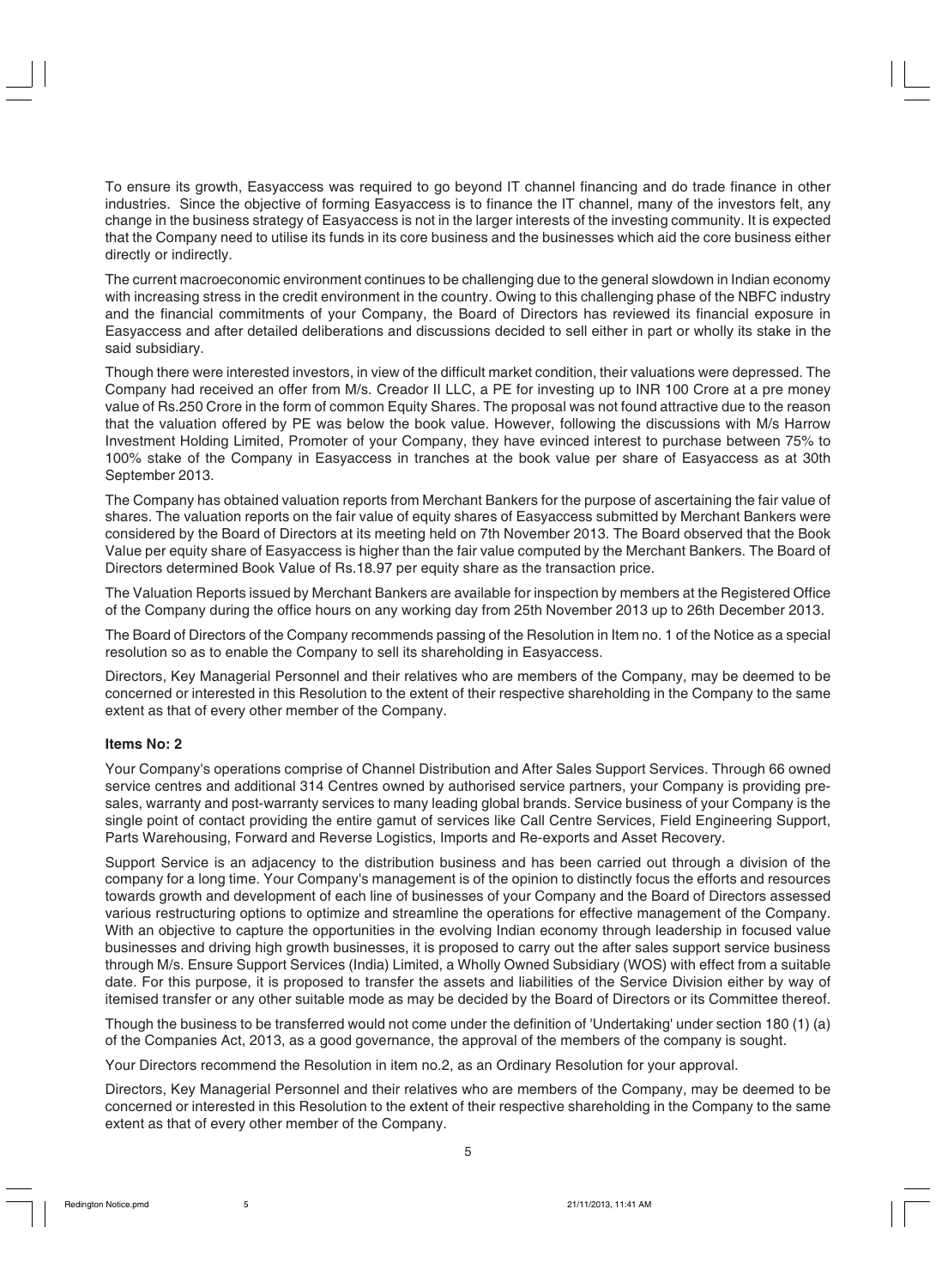To ensure its growth, Easyaccess was required to go beyond IT channel financing and do trade finance in other industries. Since the objective of forming Easyaccess is to finance the IT channel, many of the investors felt, any change in the business strategy of Easyaccess is not in the larger interests of the investing community. It is expected that the Company need to utilise its funds in its core business and the businesses which aid the core business either directly or indirectly.

The current macroeconomic environment continues to be challenging due to the general slowdown in Indian economy with increasing stress in the credit environment in the country. Owing to this challenging phase of the NBFC industry and the financial commitments of your Company, the Board of Directors has reviewed its financial exposure in Easyaccess and after detailed deliberations and discussions decided to sell either in part or wholly its stake in the said subsidiary.

Though there were interested investors, in view of the difficult market condition, their valuations were depressed. The Company had received an offer from M/s. Creador II LLC, a PE for investing up to INR 100 Crore at a pre money value of Rs.250 Crore in the form of common Equity Shares. The proposal was not found attractive due to the reason that the valuation offered by PE was below the book value. However, following the discussions with M/s Harrow Investment Holding Limited, Promoter of your Company, they have evinced interest to purchase between 75% to 100% stake of the Company in Easyaccess in tranches at the book value per share of Easyaccess as at 30th September 2013.

The Company has obtained valuation reports from Merchant Bankers for the purpose of ascertaining the fair value of shares. The valuation reports on the fair value of equity shares of Easyaccess submitted by Merchant Bankers were considered by the Board of Directors at its meeting held on 7th November 2013. The Board observed that the Book Value per equity share of Easyaccess is higher than the fair value computed by the Merchant Bankers. The Board of Directors determined Book Value of Rs.18.97 per equity share as the transaction price.

The Valuation Reports issued by Merchant Bankers are available for inspection by members at the Registered Office of the Company during the office hours on any working day from 25th November 2013 up to 26th December 2013.

The Board of Directors of the Company recommends passing of the Resolution in Item no. 1 of the Notice as a special resolution so as to enable the Company to sell its shareholding in Easyaccess.

Directors, Key Managerial Personnel and their relatives who are members of the Company, may be deemed to be concerned or interested in this Resolution to the extent of their respective shareholding in the Company to the same extent as that of every other member of the Company.

**Items No: 2**

Your Company's operations comprise of Channel Distribution and After Sales Support Services. Through 66 owned service centres and additional 314 Centres owned by authorised service partners, your Company is providing pre-sales, warranty and post-warranty services to many leading global brands. Service business of your Company is the single point of contact providing the entire gamut of services like Call Centre Services, Field Engineering Support, Parts Warehousing, Forward and Reverse Logistics, Imports and Re-exports and Asset Recovery.

Support Service is an adjacency to the distribution business and has been carried out through a division of the company for a long time. Your Company's management is of the opinion to distinctly focus the efforts and resources towards growth and development of each line of businesses of your Company and the Board of Directors assessed various restructuring options to optimize and streamline the operations for effective management of the Company. With an objective to capture the opportunities in the evolving Indian economy through leadership in focused value businesses and driving high growth businesses, it is proposed to carry out the after sales support service business through M/s. Ensure Support Services (India) Limited, a Wholly Owned Subsidiary (WOS) with effect from a suitable date. For this purpose, it is proposed to transfer the assets and liabilities of the Service Division either by way of itemised transfer or any other suitable mode as may be decided by the Board of Directors or its Committee thereof.

Though the business to be transferred would not come under the definition of 'Undertaking' under section 180 (1) (a) of the Companies Act, 2013, as a good governance, the approval of the members of the company is sought.

Your Directors recommend the Resolution in item no.2, as an Ordinary Resolution for your approval.

Directors, Key Managerial Personnel and their relatives who are members of the Company, may be deemed to be concerned or interested in this Resolution to the extent of their respective shareholding in the Company to the same extent as that of every other member of the Company.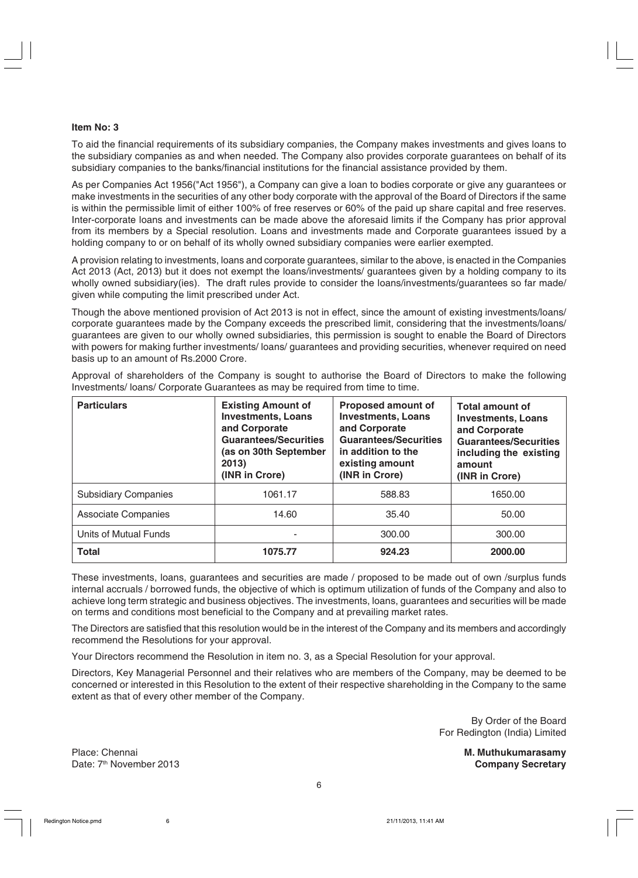**Item No: 3**

To aid the financial requirements of its subsidiary companies, the Company makes investments and gives loans to the subsidiary companies as and when needed. The Company also provides corporate guarantees on behalf of its subsidiary companies to the banks/financial institutions for the financial assistance provided by them.

As per Companies Act 1956("Act 1956"), a Company can give a loan to bodies corporate or give any guarantees or make investments in the securities of any other body corporate with the approval of the Board of Directors if the same is within the permissible limit of either 100% of free reserves or 60% of the paid up share capital and free reserves. Inter-corporate loans and investments can be made above the aforesaid limits if the Company has prior approval from its members by a Special resolution. Loans and investments made and Corporate guarantees issued by a holding company to or on behalf of its wholly owned subsidiary companies were earlier exempted.

A provision relating to investments, loans and corporate guarantees, similar to the above, is enacted in the Companies Act 2013 (Act, 2013) but it does not exempt the loans/investments/ guarantees given by a holding company to its wholly owned subsidiary(ies). The draft rules provide to consider the loans/investments/guarantees so far made/ given while computing the limit prescribed under Act.

Though the above mentioned provision of Act 2013 is not in effect, since the amount of existing investments/loans/ corporate guarantees made by the Company exceeds the prescribed limit, considering that the investments/loans/ guarantees are given to our wholly owned subsidiaries, this permission is sought to enable the Board of Directors with powers for making further investments/ loans/ guarantees and providing securities, whenever required on need basis up to an amount of Rs.2000 Crore.

Approval of shareholders of the Company is sought to authorise the Board of Directors to make the following Investments/ loans/ Corporate Guarantees as may be required from time to time.

| Particulars | Existing Amount of Investments, Loans and Corporate Guarantees/Securities (as on 30th September 2013) (INR in Crore) | Proposed amount of Investments, Loans and Corporate Guarantees/Securities in addition to the existing amount (INR in Crore) | Total amount of Investments, Loans and Corporate Guarantees/Securities including the existing amount (INR in Crore) |
|---|---|---|---|
| Subsidiary Companies | 1061.17 | 588.83 | 1650.00 |
| Associate Companies | 14.60 | 35.40 | 50.00 |
| Units of Mutual Funds | - | 300.00 | 300.00 |
| **Total** | **1075.77** | **924.23** | **2000.00** |

These investments, loans, guarantees and securities are made / proposed to be made out of own /surplus funds internal accruals / borrowed funds, the objective of which is optimum utilization of funds of the Company and also to achieve long term strategic and business objectives. The investments, loans, guarantees and securities will be made on terms and conditions most beneficial to the Company and at prevailing market rates.

The Directors are satisfied that this resolution would be in the interest of the Company and its members and accordingly recommend the Resolutions for your approval.

Your Directors recommend the Resolution in item no. 3, as a Special Resolution for your approval.

Directors, Key Managerial Personnel and their relatives who are members of the Company, may be deemed to be concerned or interested in this Resolution to the extent of their respective shareholding in the Company to the same extent as that of every other member of the Company.

By Order of the Board
For Redington (India) Limited

Place: Chennai
Date: 7th November 2013

**M. Muthukumarasamy**
**Company Secretary**